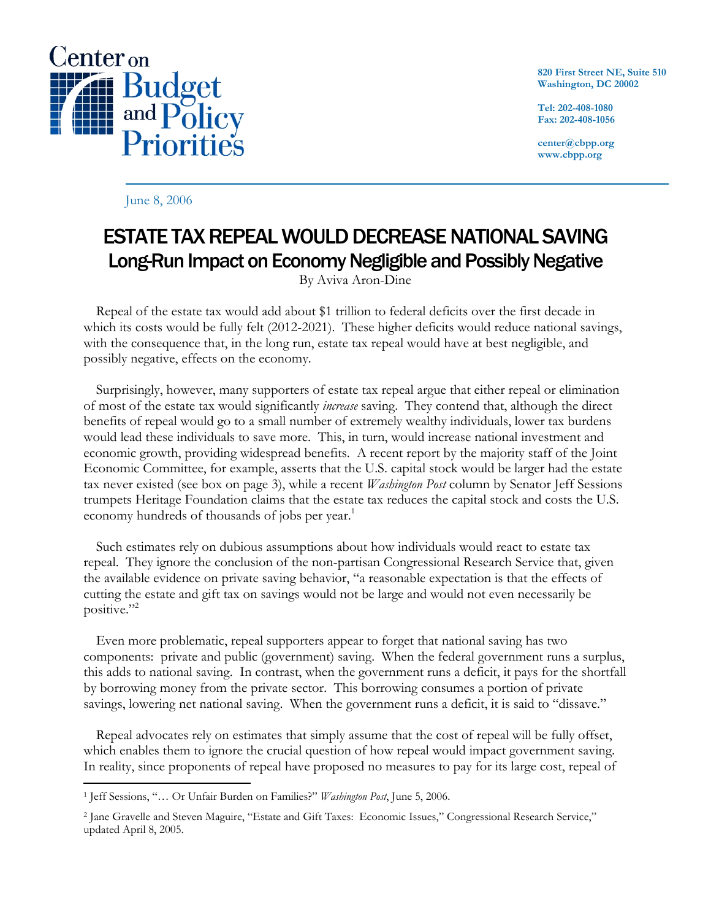Center on Budget and Policy Priorities

820 First Street NE, Suite 510
Washington, DC 20002

Tel: 202-408-1080
Fax: 202-408-1056

center@cbpp.org
www.cbpp.org

June 8, 2006

# ESTATE TAX REPEAL WOULD DECREASE NATIONAL SAVING
## Long-Run Impact on Economy Negligible and Possibly Negative

By Aviva Aron-Dine

Repeal of the estate tax would add about $1 trillion to federal deficits over the first decade in which its costs would be fully felt (2012-2021). These higher deficits would reduce national savings, with the consequence that, in the long run, estate tax repeal would have at best negligible, and possibly negative, effects on the economy.

Surprisingly, however, many supporters of estate tax repeal argue that either repeal or elimination of most of the estate tax would significantly *increase* saving. They contend that, although the direct benefits of repeal would go to a small number of extremely wealthy individuals, lower tax burdens would lead these individuals to save more. This, in turn, would increase national investment and economic growth, providing widespread benefits. A recent report by the majority staff of the Joint Economic Committee, for example, asserts that the U.S. capital stock would be larger had the estate tax never existed (see box on page 3), while a recent *Washington Post* column by Senator Jeff Sessions trumpets Heritage Foundation claims that the estate tax reduces the capital stock and costs the U.S. economy hundreds of thousands of jobs per year.[1]

Such estimates rely on dubious assumptions about how individuals would react to estate tax repeal. They ignore the conclusion of the non-partisan Congressional Research Service that, given the available evidence on private saving behavior, "a reasonable expectation is that the effects of cutting the estate and gift tax on savings would not be large and would not even necessarily be positive."[2]

Even more problematic, repeal supporters appear to forget that national saving has two components: private and public (government) saving. When the federal government runs a surplus, this adds to national saving. In contrast, when the government runs a deficit, it pays for the shortfall by borrowing money from the private sector. This borrowing consumes a portion of private savings, lowering net national saving. When the government runs a deficit, it is said to "dissave."

Repeal advocates rely on estimates that simply assume that the cost of repeal will be fully offset, which enables them to ignore the crucial question of how repeal would impact government saving. In reality, since proponents of repeal have proposed no measures to pay for its large cost, repeal of

---

[1] Jeff Sessions, "… Or Unfair Burden on Families?" *Washington Post*, June 5, 2006.

[2] Jane Gravelle and Steven Maguire, "Estate and Gift Taxes: Economic Issues," Congressional Research Service," updated April 8, 2005.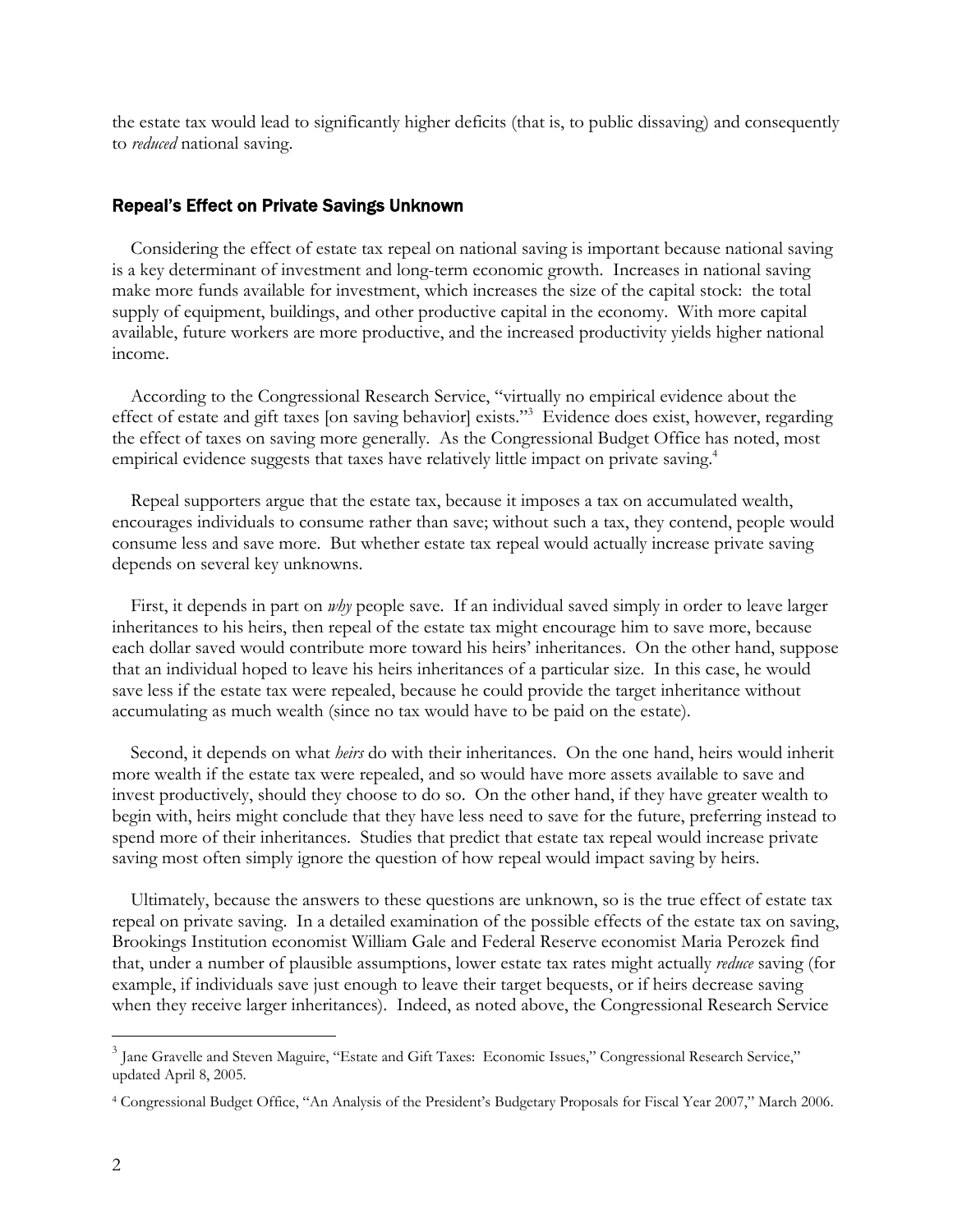the estate tax would lead to significantly higher deficits (that is, to public dissaving) and consequently to *reduced* national saving.

## Repeal's Effect on Private Savings Unknown

Considering the effect of estate tax repeal on national saving is important because national saving is a key determinant of investment and long-term economic growth. Increases in national saving make more funds available for investment, which increases the size of the capital stock: the total supply of equipment, buildings, and other productive capital in the economy. With more capital available, future workers are more productive, and the increased productivity yields higher national income.

According to the Congressional Research Service, "virtually no empirical evidence about the effect of estate and gift taxes [on saving behavior] exists."[3] Evidence does exist, however, regarding the effect of taxes on saving more generally. As the Congressional Budget Office has noted, most empirical evidence suggests that taxes have relatively little impact on private saving.[4]

Repeal supporters argue that the estate tax, because it imposes a tax on accumulated wealth, encourages individuals to consume rather than save; without such a tax, they contend, people would consume less and save more. But whether estate tax repeal would actually increase private saving depends on several key unknowns.

First, it depends in part on *why* people save. If an individual saved simply in order to leave larger inheritances to his heirs, then repeal of the estate tax might encourage him to save more, because each dollar saved would contribute more toward his heirs' inheritances. On the other hand, suppose that an individual hoped to leave his heirs inheritances of a particular size. In this case, he would save less if the estate tax were repealed, because he could provide the target inheritance without accumulating as much wealth (since no tax would have to be paid on the estate).

Second, it depends on what *heirs* do with their inheritances. On the one hand, heirs would inherit more wealth if the estate tax were repealed, and so would have more assets available to save and invest productively, should they choose to do so. On the other hand, if they have greater wealth to begin with, heirs might conclude that they have less need to save for the future, preferring instead to spend more of their inheritances. Studies that predict that estate tax repeal would increase private saving most often simply ignore the question of how repeal would impact saving by heirs.

Ultimately, because the answers to these questions are unknown, so is the true effect of estate tax repeal on private saving. In a detailed examination of the possible effects of the estate tax on saving, Brookings Institution economist William Gale and Federal Reserve economist Maria Perozek find that, under a number of plausible assumptions, lower estate tax rates might actually *reduce* saving (for example, if individuals save just enough to leave their target bequests, or if heirs decrease saving when they receive larger inheritances). Indeed, as noted above, the Congressional Research Service

---

[3] Jane Gravelle and Steven Maguire, "Estate and Gift Taxes: Economic Issues," Congressional Research Service," updated April 8, 2005.

[4] Congressional Budget Office, "An Analysis of the President's Budgetary Proposals for Fiscal Year 2007," March 2006.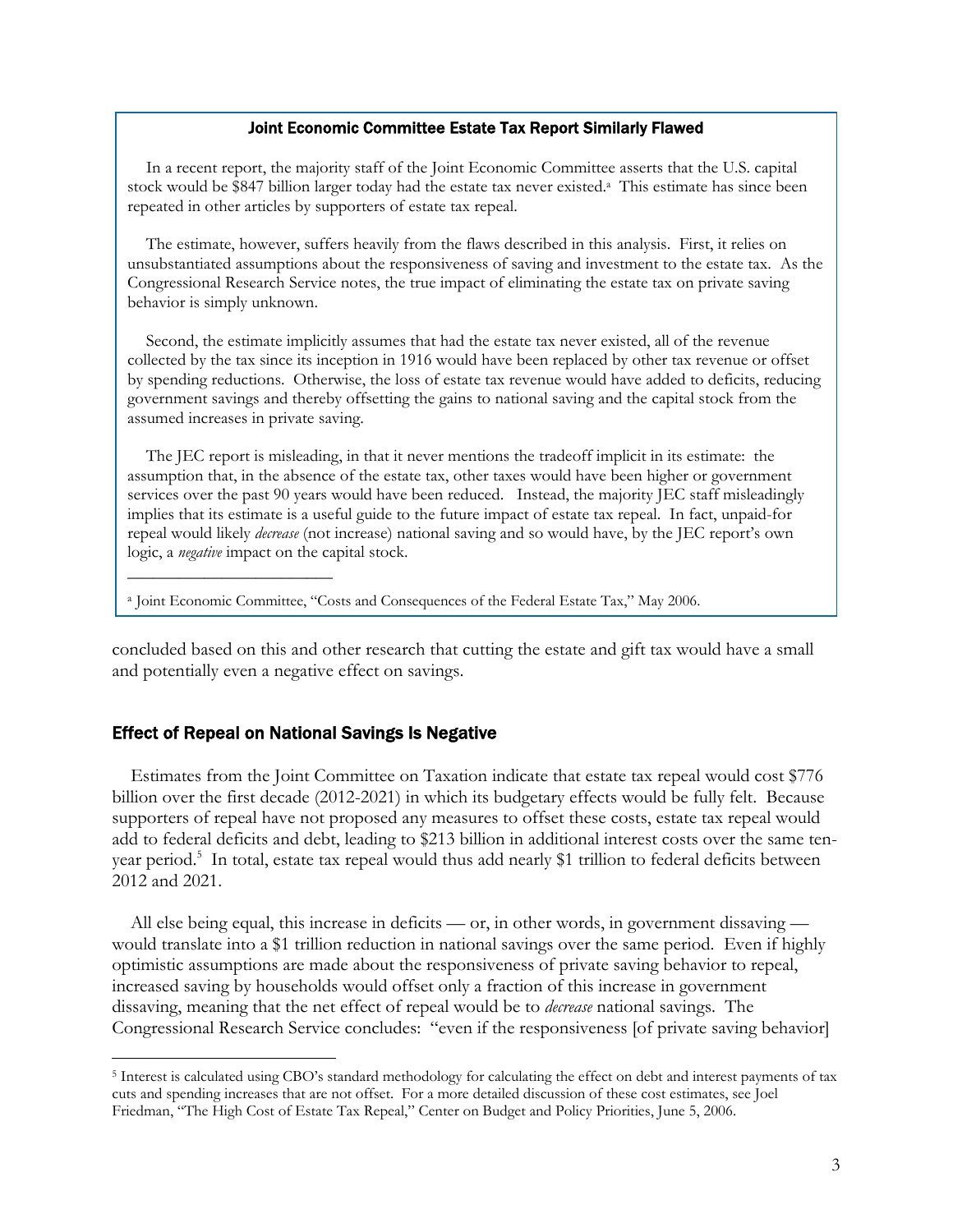### Joint Economic Committee Estate Tax Report Similarly Flawed

In a recent report, the majority staff of the Joint Economic Committee asserts that the U.S. capital stock would be $847 billion larger today had the estate tax never existed.[a] This estimate has since been repeated in other articles by supporters of estate tax repeal.

The estimate, however, suffers heavily from the flaws described in this analysis. First, it relies on unsubstantiated assumptions about the responsiveness of saving and investment to the estate tax. As the Congressional Research Service notes, the true impact of eliminating the estate tax on private saving behavior is simply unknown.

Second, the estimate implicitly assumes that had the estate tax never existed, all of the revenue collected by the tax since its inception in 1916 would have been replaced by other tax revenue or offset by spending reductions. Otherwise, the loss of estate tax revenue would have added to deficits, reducing government savings and thereby offsetting the gains to national saving and the capital stock from the assumed increases in private saving.

The JEC report is misleading, in that it never mentions the tradeoff implicit in its estimate: the assumption that, in the absence of the estate tax, other taxes would have been higher or government services over the past 90 years would have been reduced. Instead, the majority JEC staff misleadingly implies that its estimate is a useful guide to the future impact of estate tax repeal. In fact, unpaid-for repeal would likely *decrease* (not increase) national saving and so would have, by the JEC report's own logic, a *negative* impact on the capital stock.

[a] Joint Economic Committee, "Costs and Consequences of the Federal Estate Tax," May 2006.

concluded based on this and other research that cutting the estate and gift tax would have a small and potentially even a negative effect on savings.

## Effect of Repeal on National Savings Is Negative

Estimates from the Joint Committee on Taxation indicate that estate tax repeal would cost $776 billion over the first decade (2012-2021) in which its budgetary effects would be fully felt. Because supporters of repeal have not proposed any measures to offset these costs, estate tax repeal would add to federal deficits and debt, leading to $213 billion in additional interest costs over the same ten-year period.[5] In total, estate tax repeal would thus add nearly $1 trillion to federal deficits between 2012 and 2021.

All else being equal, this increase in deficits — or, in other words, in government dissaving — would translate into a $1 trillion reduction in national savings over the same period. Even if highly optimistic assumptions are made about the responsiveness of private saving behavior to repeal, increased saving by households would offset only a fraction of this increase in government dissaving, meaning that the net effect of repeal would be to *decrease* national savings. The Congressional Research Service concludes: "even if the responsiveness [of private saving behavior]

[5] Interest is calculated using CBO's standard methodology for calculating the effect on debt and interest payments of tax cuts and spending increases that are not offset. For a more detailed discussion of these cost estimates, see Joel Friedman, "The High Cost of Estate Tax Repeal," Center on Budget and Policy Priorities, June 5, 2006.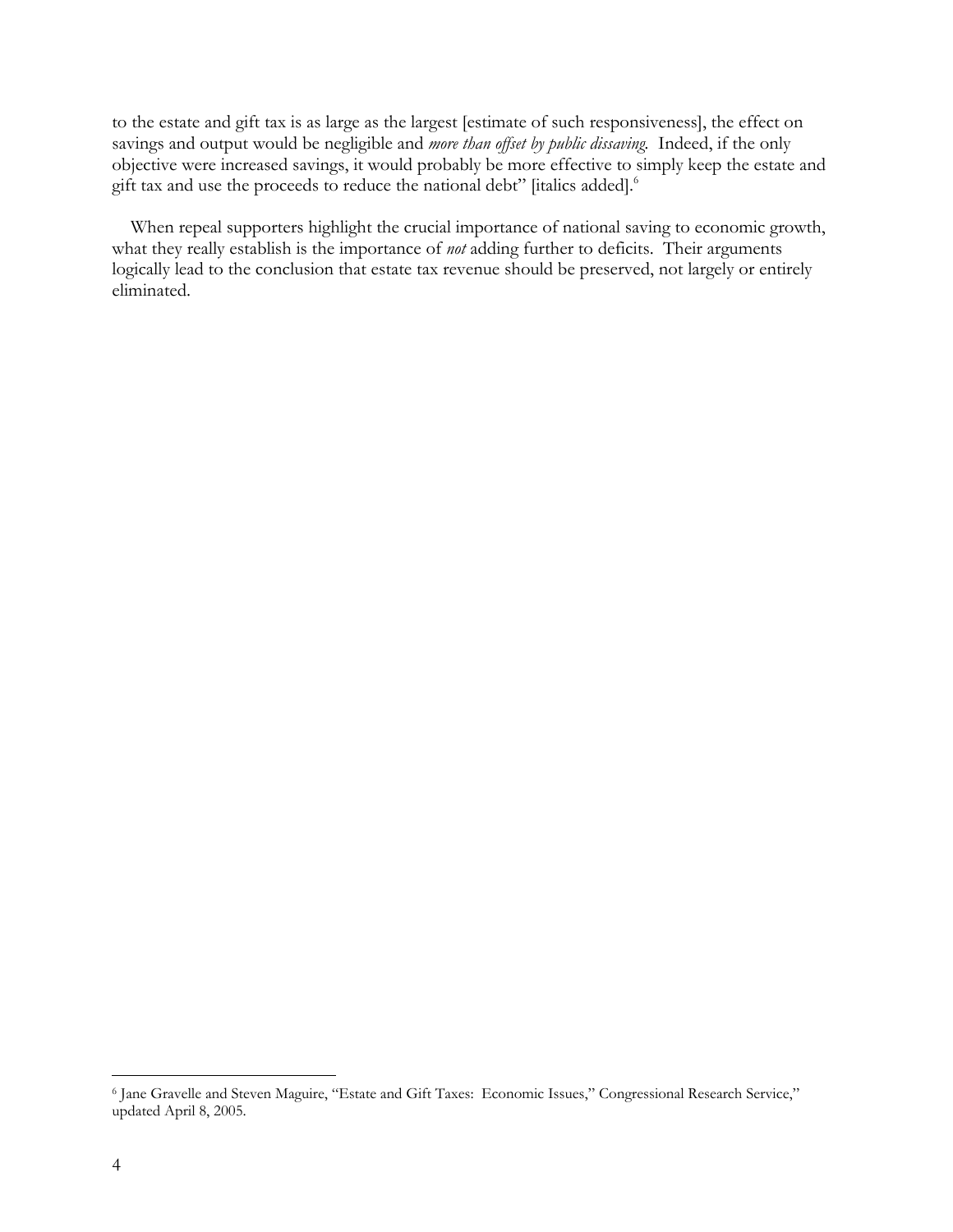to the estate and gift tax is as large as the largest [estimate of such responsiveness], the effect on savings and output would be negligible and *more than offset by public dissaving*. Indeed, if the only objective were increased savings, it would probably be more effective to simply keep the estate and gift tax and use the proceeds to reduce the national debt" [italics added].[6]

When repeal supporters highlight the crucial importance of national saving to economic growth, what they really establish is the importance of *not* adding further to deficits. Their arguments logically lead to the conclusion that estate tax revenue should be preserved, not largely or entirely eliminated.

---

[6] Jane Gravelle and Steven Maguire, "Estate and Gift Taxes: Economic Issues," Congressional Research Service," updated April 8, 2005.